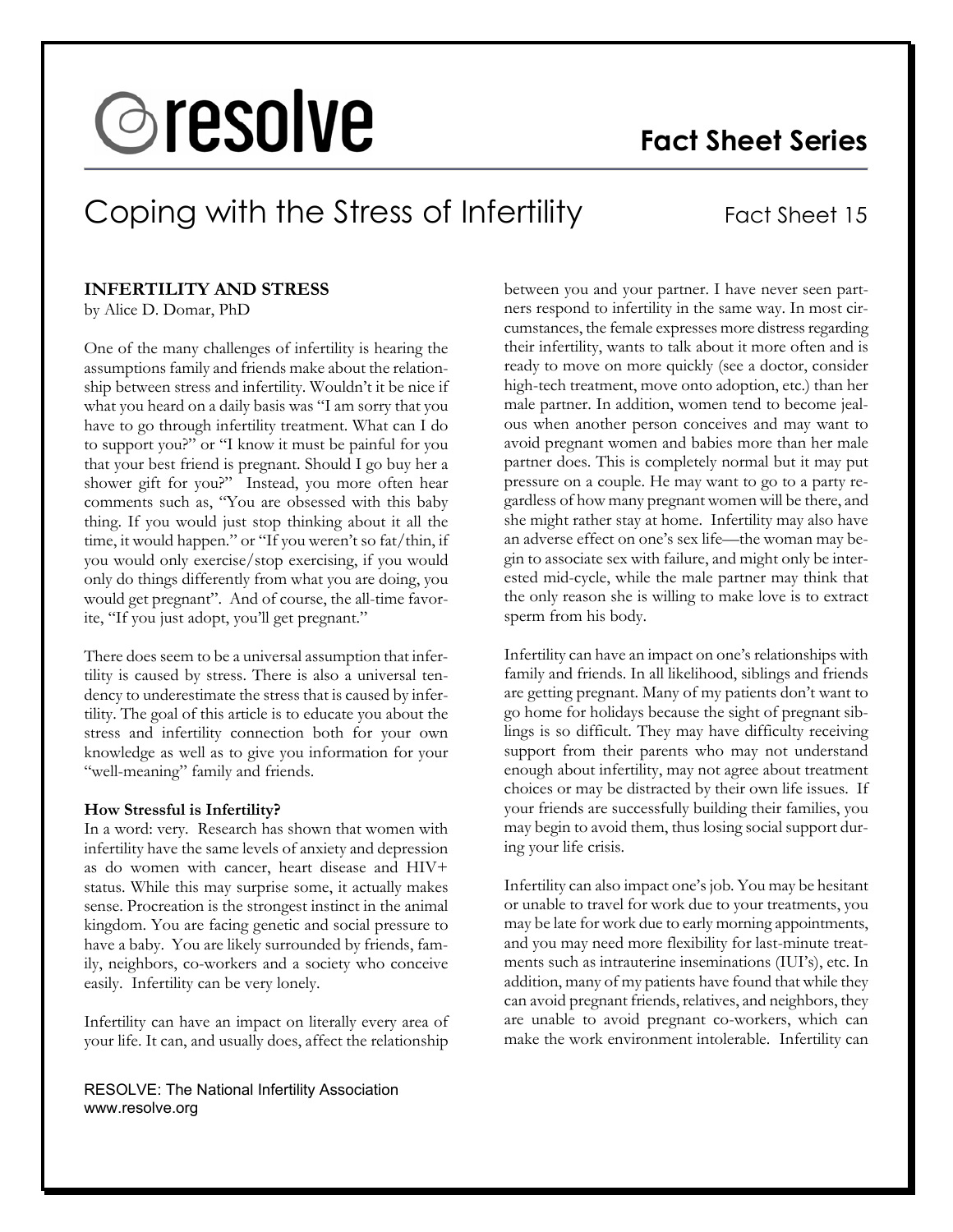# resolve

## Fact Sheet Series

# Coping with the Stress of Infertility

Fact Sheet 15

### INFERTILITY AND STRESS

by Alice D. Domar, PhD

One of the many challenges of infertility is hearing the assumptions family and friends make about the relationship between stress and infertility. Wouldn't it be nice if what you heard on a daily basis was "I am sorry that you have to go through infertility treatment. What can I do to support you?" or "I know it must be painful for you that your best friend is pregnant. Should I go buy her a shower gift for you?" Instead, you more often hear comments such as, "You are obsessed with this baby thing. If you would just stop thinking about it all the time, it would happen." or "If you weren't so fat/thin, if you would only exercise/stop exercising, if you would only do things differently from what you are doing, you would get pregnant". And of course, the all-time favorite, "If you just adopt, you'll get pregnant."

There does seem to be a universal assumption that infertility is caused by stress. There is also a universal tendency to underestimate the stress that is caused by infertility. The goal of this article is to educate you about the stress and infertility connection both for your own knowledge as well as to give you information for your "well-meaning" family and friends.

**How Stressful is Infertility?**

In a word: very. Research has shown that women with infertility have the same levels of anxiety and depression as do women with cancer, heart disease and HIV+ status. While this may surprise some, it actually makes sense. Procreation is the strongest instinct in the animal kingdom. You are facing genetic and social pressure to have a baby. You are likely surrounded by friends, family, neighbors, co-workers and a society who conceive easily. Infertility can be very lonely.

Infertility can have an impact on literally every area of your life. It can, and usually does, affect the relationship between you and your partner. I have never seen partners respond to infertility in the same way. In most circumstances, the female expresses more distress regarding their infertility, wants to talk about it more often and is ready to move on more quickly (see a doctor, consider high-tech treatment, move onto adoption, etc.) than her male partner. In addition, women tend to become jealous when another person conceives and may want to avoid pregnant women and babies more than her male partner does. This is completely normal but it may put pressure on a couple. He may want to go to a party regardless of how many pregnant women will be there, and she might rather stay at home. Infertility may also have an adverse effect on one's sex life—the woman may begin to associate sex with failure, and might only be interested mid-cycle, while the male partner may think that the only reason she is willing to make love is to extract sperm from his body.

Infertility can have an impact on one's relationships with family and friends. In all likelihood, siblings and friends are getting pregnant. Many of my patients don't want to go home for holidays because the sight of pregnant siblings is so difficult. They may have difficulty receiving support from their parents who may not understand enough about infertility, may not agree about treatment choices or may be distracted by their own life issues. If your friends are successfully building their families, you may begin to avoid them, thus losing social support during your life crisis.

Infertility can also impact one's job. You may be hesitant or unable to travel for work due to your treatments, you may be late for work due to early morning appointments, and you may need more flexibility for last-minute treatments such as intrauterine inseminations (IUI's), etc. In addition, many of my patients have found that while they can avoid pregnant friends, relatives, and neighbors, they are unable to avoid pregnant co-workers, which can make the work environment intolerable. Infertility can

RESOLVE: The National Infertility Association
www.resolve.org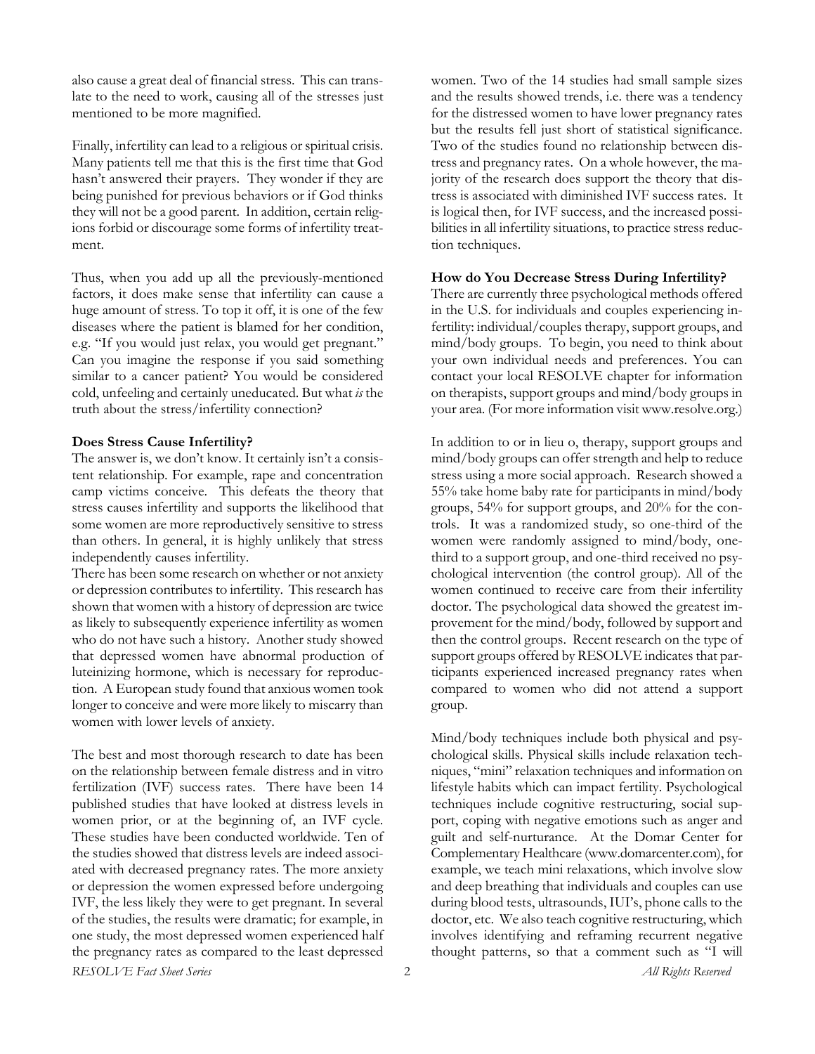also cause a great deal of financial stress. This can translate to the need to work, causing all of the stresses just mentioned to be more magnified.

Finally, infertility can lead to a religious or spiritual crisis. Many patients tell me that this is the first time that God hasn't answered their prayers. They wonder if they are being punished for previous behaviors or if God thinks they will not be a good parent. In addition, certain religions forbid or discourage some forms of infertility treatment.

Thus, when you add up all the previously-mentioned factors, it does make sense that infertility can cause a huge amount of stress. To top it off, it is one of the few diseases where the patient is blamed for her condition, e.g. "If you would just relax, you would get pregnant." Can you imagine the response if you said something similar to a cancer patient? You would be considered cold, unfeeling and certainly uneducated. But what *is* the truth about the stress/infertility connection?

**Does Stress Cause Infertility?**

The answer is, we don't know. It certainly isn't a consistent relationship. For example, rape and concentration camp victims conceive. This defeats the theory that stress causes infertility and supports the likelihood that some women are more reproductively sensitive to stress than others. In general, it is highly unlikely that stress independently causes infertility.

There has been some research on whether or not anxiety or depression contributes to infertility. This research has shown that women with a history of depression are twice as likely to subsequently experience infertility as women who do not have such a history. Another study showed that depressed women have abnormal production of luteinizing hormone, which is necessary for reproduction. A European study found that anxious women took longer to conceive and were more likely to miscarry than women with lower levels of anxiety.

The best and most thorough research to date has been on the relationship between female distress and in vitro fertilization (IVF) success rates. There have been 14 published studies that have looked at distress levels in women prior, or at the beginning of, an IVF cycle. These studies have been conducted worldwide. Ten of the studies showed that distress levels are indeed associated with decreased pregnancy rates. The more anxiety or depression the women expressed before undergoing IVF, the less likely they were to get pregnant. In several of the studies, the results were dramatic; for example, in one study, the most depressed women experienced half the pregnancy rates as compared to the least depressed women. Two of the 14 studies had small sample sizes and the results showed trends, i.e. there was a tendency for the distressed women to have lower pregnancy rates but the results fell just short of statistical significance. Two of the studies found no relationship between distress and pregnancy rates. On a whole however, the majority of the research does support the theory that distress is associated with diminished IVF success rates. It is logical then, for IVF success, and the increased possibilities in all infertility situations, to practice stress reduction techniques.

**How do You Decrease Stress During Infertility?**

There are currently three psychological methods offered in the U.S. for individuals and couples experiencing infertility: individual/couples therapy, support groups, and mind/body groups. To begin, you need to think about your own individual needs and preferences. You can contact your local RESOLVE chapter for information on therapists, support groups and mind/body groups in your area. (For more information visit www.resolve.org.)

In addition to or in lieu o, therapy, support groups and mind/body groups can offer strength and help to reduce stress using a more social approach. Research showed a 55% take home baby rate for participants in mind/body groups, 54% for support groups, and 20% for the controls. It was a randomized study, so one-third of the women were randomly assigned to mind/body, one-third to a support group, and one-third received no psychological intervention (the control group). All of the women continued to receive care from their infertility doctor. The psychological data showed the greatest improvement for the mind/body, followed by support and then the control groups. Recent research on the type of support groups offered by RESOLVE indicates that participants experienced increased pregnancy rates when compared to women who did not attend a support group.

Mind/body techniques include both physical and psychological skills. Physical skills include relaxation techniques, "mini" relaxation techniques and information on lifestyle habits which can impact fertility. Psychological techniques include cognitive restructuring, social support, coping with negative emotions such as anger and guilt and self-nurturance. At the Domar Center for Complementary Healthcare (www.domarcenter.com), for example, we teach mini relaxations, which involve slow and deep breathing that individuals and couples can use during blood tests, ultrasounds, IUI's, phone calls to the doctor, etc. We also teach cognitive restructuring, which involves identifying and reframing recurrent negative thought patterns, so that a comment such as "I will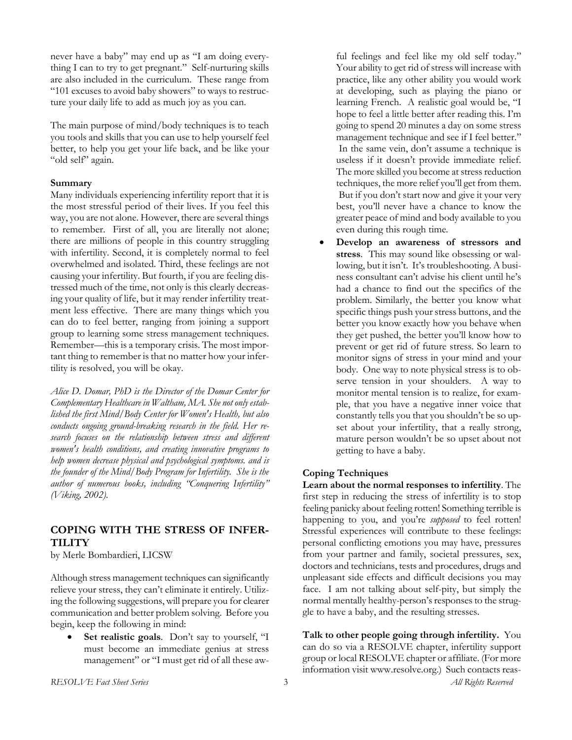never have a baby" may end up as "I am doing everything I can to try to get pregnant." Self-nurturing skills are also included in the curriculum. These range from "101 excuses to avoid baby showers" to ways to restructure your daily life to add as much joy as you can.

The main purpose of mind/body techniques is to teach you tools and skills that you can use to help yourself feel better, to help you get your life back, and be like your "old self" again.

**Summary**

Many individuals experiencing infertility report that it is the most stressful period of their lives. If you feel this way, you are not alone. However, there are several things to remember. First of all, you are literally not alone; there are millions of people in this country struggling with infertility. Second, it is completely normal to feel overwhelmed and isolated. Third, these feelings are not causing your infertility. But fourth, if you are feeling distressed much of the time, not only is this clearly decreasing your quality of life, but it may render infertility treatment less effective. There are many things which you can do to feel better, ranging from joining a support group to learning some stress management techniques. Remember—this is a temporary crisis. The most important thing to remember is that no matter how your infertility is resolved, you will be okay.

*Alice D. Domar, PhD is the Director of the Domar Center for Complementary Healthcare in Waltham, MA. She not only established the first Mind/Body Center for Women's Health, but also conducts ongoing ground-breaking research in the field. Her research focuses on the relationship between stress and different women's health conditions, and creating innovative programs to help women decrease physical and psychological symptoms. and is the founder of the Mind/Body Program for Infertility. She is the author of numerous books, including "Conquering Infertility" (Viking, 2002).*

## COPING WITH THE STRESS OF INFERTILITY

by Merle Bombardieri, LICSW

Although stress management techniques can significantly relieve your stress, they can't eliminate it entirely. Utilizing the following suggestions, will prepare you for clearer communication and better problem solving. Before you begin, keep the following in mind:

- **Set realistic goals**. Don't say to yourself, "I must become an immediate genius at stress management" or "I must get rid of all these awful feelings and feel like my old self today." Your ability to get rid of stress will increase with practice, like any other ability you would work at developing, such as playing the piano or learning French. A realistic goal would be, "I hope to feel a little better after reading this. I'm going to spend 20 minutes a day on some stress management technique and see if I feel better." In the same vein, don't assume a technique is useless if it doesn't provide immediate relief. The more skilled you become at stress reduction techniques, the more relief you'll get from them. But if you don't start now and give it your very best, you'll never have a chance to know the greater peace of mind and body available to you even during this rough time.
- **Develop an awareness of stressors and stress**. This may sound like obsessing or wallowing, but it isn't. It's troubleshooting. A business consultant can't advise his client until he's had a chance to find out the specifics of the problem. Similarly, the better you know what specific things push your stress buttons, and the better you know exactly how you behave when they get pushed, the better you'll know how to prevent or get rid of future stress. So learn to monitor signs of stress in your mind and your body. One way to note physical stress is to observe tension in your shoulders. A way to monitor mental tension is to realize, for example, that you have a negative inner voice that constantly tells you that you shouldn't be so upset about your infertility, that a really strong, mature person wouldn't be so upset about not getting to have a baby.

### Coping Techniques

**Learn about the normal responses to infertility**. The first step in reducing the stress of infertility is to stop feeling panicky about feeling rotten! Something terrible is happening to you, and you're *supposed* to feel rotten! Stressful experiences will contribute to these feelings: personal conflicting emotions you may have, pressures from your partner and family, societal pressures, sex, doctors and technicians, tests and procedures, drugs and unpleasant side effects and difficult decisions you may face. I am not talking about self-pity, but simply the normal mentally healthy-person's responses to the struggle to have a baby, and the resulting stresses.

**Talk to other people going through infertility.** You can do so via a RESOLVE chapter, infertility support group or local RESOLVE chapter or affiliate. (For more information visit www.resolve.org.) Such contacts reas-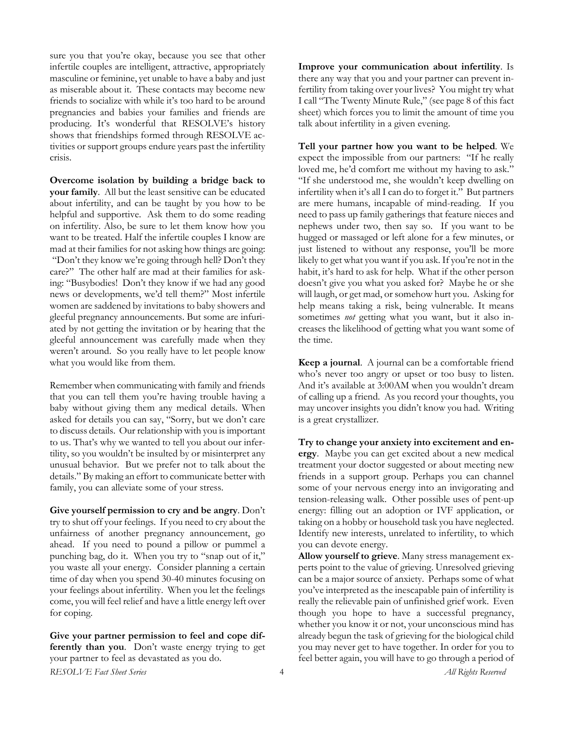sure you that you're okay, because you see that other infertile couples are intelligent, attractive, appropriately masculine or feminine, yet unable to have a baby and just as miserable about it. These contacts may become new friends to socialize with while it's too hard to be around pregnancies and babies your families and friends are producing. It's wonderful that RESOLVE's history shows that friendships formed through RESOLVE activities or support groups endure years past the infertility crisis.

**Overcome isolation by building a bridge back to your family**. All but the least sensitive can be educated about infertility, and can be taught by you how to be helpful and supportive. Ask them to do some reading on infertility. Also, be sure to let them know how you want to be treated. Half the infertile couples I know are mad at their families for not asking how things are going: "Don't they know we're going through hell? Don't they care?" The other half are mad at their families for asking: "Busybodies! Don't they know if we had any good news or developments, we'd tell them?" Most infertile women are saddened by invitations to baby showers and gleeful pregnancy announcements. But some are infuriated by not getting the invitation or by hearing that the gleeful announcement was carefully made when they weren't around. So you really have to let people know what you would like from them.

Remember when communicating with family and friends that you can tell them you're having trouble having a baby without giving them any medical details. When asked for details you can say, "Sorry, but we don't care to discuss details. Our relationship with you is important to us. That's why we wanted to tell you about our infertility, so you wouldn't be insulted by or misinterpret any unusual behavior. But we prefer not to talk about the details." By making an effort to communicate better with family, you can alleviate some of your stress.

**Give yourself permission to cry and be angry**. Don't try to shut off your feelings. If you need to cry about the unfairness of another pregnancy announcement, go ahead. If you need to pound a pillow or pummel a punching bag, do it. When you try to "snap out of it," you waste all your energy. Consider planning a certain time of day when you spend 30-40 minutes focusing on your feelings about infertility. When you let the feelings come, you will feel relief and have a little energy left over for coping.

**Give your partner permission to feel and cope differently than you**. Don't waste energy trying to get your partner to feel as devastated as you do.

**Improve your communication about infertility**. Is there any way that you and your partner can prevent infertility from taking over your lives? You might try what I call "The Twenty Minute Rule," (see page 8 of this fact sheet) which forces you to limit the amount of time you talk about infertility in a given evening.

**Tell your partner how you want to be helped**. We expect the impossible from our partners: "If he really loved me, he'd comfort me without my having to ask." "If she understood me, she wouldn't keep dwelling on infertility when it's all I can do to forget it." But partners are mere humans, incapable of mind-reading. If you need to pass up family gatherings that feature nieces and nephews under two, then say so. If you want to be hugged or massaged or left alone for a few minutes, or just listened to without any response, you'll be more likely to get what you want if you ask. If you're not in the habit, it's hard to ask for help. What if the other person doesn't give you what you asked for? Maybe he or she will laugh, or get mad, or somehow hurt you. Asking for help means taking a risk, being vulnerable. It means sometimes *not* getting what you want, but it also increases the likelihood of getting what you want some of the time.

**Keep a journal**. A journal can be a comfortable friend who's never too angry or upset or too busy to listen. And it's available at 3:00AM when you wouldn't dream of calling up a friend. As you record your thoughts, you may uncover insights you didn't know you had. Writing is a great crystallizer.

**Try to change your anxiety into excitement and energy**. Maybe you can get excited about a new medical treatment your doctor suggested or about meeting new friends in a support group. Perhaps you can channel some of your nervous energy into an invigorating and tension-releasing walk. Other possible uses of pent-up energy: filling out an adoption or IVF application, or taking on a hobby or household task you have neglected. Identify new interests, unrelated to infertility, to which you can devote energy.

**Allow yourself to grieve**. Many stress management experts point to the value of grieving. Unresolved grieving can be a major source of anxiety. Perhaps some of what you've interpreted as the inescapable pain of infertility is really the relievable pain of unfinished grief work. Even though you hope to have a successful pregnancy, whether you know it or not, your unconscious mind has already begun the task of grieving for the biological child you may never get to have together. In order for you to feel better again, you will have to go through a period of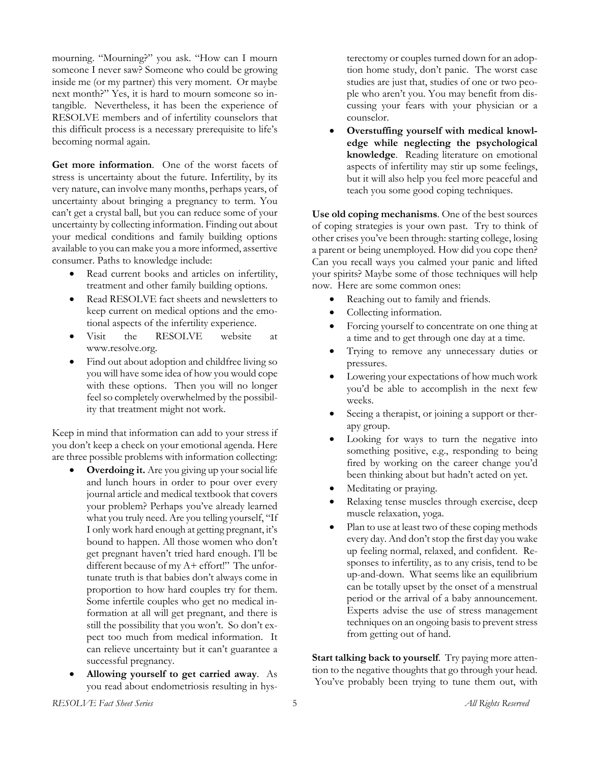mourning. "Mourning?" you ask. "How can I mourn someone I never saw? Someone who could be growing inside me (or my partner) this very moment. Or maybe next month?" Yes, it is hard to mourn someone so intangible. Nevertheless, it has been the experience of RESOLVE members and of infertility counselors that this difficult process is a necessary prerequisite to life's becoming normal again.

**Get more information**. One of the worst facets of stress is uncertainty about the future. Infertility, by its very nature, can involve many months, perhaps years, of uncertainty about bringing a pregnancy to term. You can't get a crystal ball, but you can reduce some of your uncertainty by collecting information. Finding out about your medical conditions and family building options available to you can make you a more informed, assertive consumer. Paths to knowledge include:

- Read current books and articles on infertility, treatment and other family building options.
- Read RESOLVE fact sheets and newsletters to keep current on medical options and the emotional aspects of the infertility experience.
- Visit the RESOLVE website at www.resolve.org.
- Find out about adoption and childfree living so you will have some idea of how you would cope with these options. Then you will no longer feel so completely overwhelmed by the possibility that treatment might not work.

Keep in mind that information can add to your stress if you don't keep a check on your emotional agenda. Here are three possible problems with information collecting:

- **Overdoing it.** Are you giving up your social life and lunch hours in order to pour over every journal article and medical textbook that covers your problem? Perhaps you've already learned what you truly need. Are you telling yourself, "If I only work hard enough at getting pregnant, it's bound to happen. All those women who don't get pregnant haven't tried hard enough. I'll be different because of my A+ effort!" The unfortunate truth is that babies don't always come in proportion to how hard couples try for them. Some infertile couples who get no medical information at all will get pregnant, and there is still the possibility that you won't. So don't expect too much from medical information. It can relieve uncertainty but it can't guarantee a successful pregnancy.
- **Allowing yourself to get carried away**. As you read about endometriosis resulting in hysterectomy or couples turned down for an adoption home study, don't panic. The worst case studies are just that, studies of one or two people who aren't you. You may benefit from discussing your fears with your physician or a counselor.
- **Overstuffing yourself with medical knowledge while neglecting the psychological knowledge**. Reading literature on emotional aspects of infertility may stir up some feelings, but it will also help you feel more peaceful and teach you some good coping techniques.

**Use old coping mechanisms**. One of the best sources of coping strategies is your own past. Try to think of other crises you've been through: starting college, losing a parent or being unemployed. How did you cope then? Can you recall ways you calmed your panic and lifted your spirits? Maybe some of those techniques will help now. Here are some common ones:

- Reaching out to family and friends.
- Collecting information.
- Forcing yourself to concentrate on one thing at a time and to get through one day at a time.
- Trying to remove any unnecessary duties or pressures.
- Lowering your expectations of how much work you'd be able to accomplish in the next few weeks.
- Seeing a therapist, or joining a support or therapy group.
- Looking for ways to turn the negative into something positive, e.g., responding to being fired by working on the career change you'd been thinking about but hadn't acted on yet.
- Meditating or praying.
- Relaxing tense muscles through exercise, deep muscle relaxation, yoga.
- Plan to use at least two of these coping methods every day. And don't stop the first day you wake up feeling normal, relaxed, and confident. Responses to infertility, as to any crisis, tend to be up-and-down. What seems like an equilibrium can be totally upset by the onset of a menstrual period or the arrival of a baby announcement. Experts advise the use of stress management techniques on an ongoing basis to prevent stress from getting out of hand.

**Start talking back to yourself**. Try paying more attention to the negative thoughts that go through your head. You've probably been trying to tune them out, with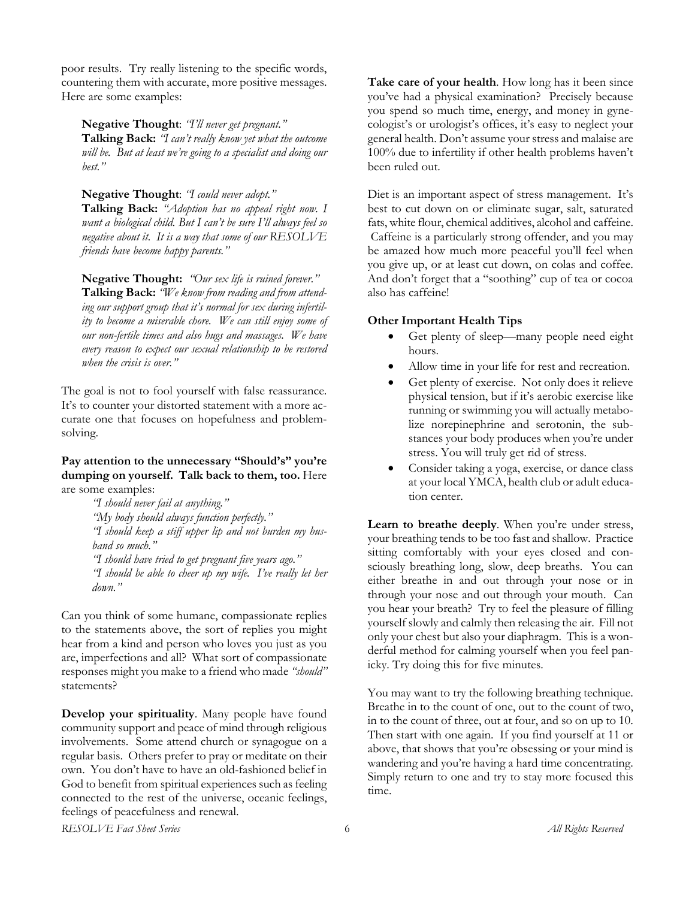poor results. Try really listening to the specific words, countering them with accurate, more positive messages. Here are some examples:

**Negative Thought**: *"I'll never get pregnant."*
**Talking Back:** *"I can't really know yet what the outcome will be. But at least we're going to a specialist and doing our best."*

**Negative Thought**: *"I could never adopt."*
**Talking Back:** *"Adoption has no appeal right now. I want a biological child. But I can't be sure I'll always feel so negative about it. It is a way that some of our RESOLVE friends have become happy parents."*

**Negative Thought:** *"Our sex life is ruined forever."*
**Talking Back:** *"We know from reading and from attending our support group that it's normal for sex during infertility to become a miserable chore. We can still enjoy some of our non-fertile times and also hugs and massages. We have every reason to expect our sexual relationship to be restored when the crisis is over."*

The goal is not to fool yourself with false reassurance. It's to counter your distorted statement with a more accurate one that focuses on hopefulness and problem-solving.

**Pay attention to the unnecessary "Should's" you're dumping on yourself. Talk back to them, too.** Here are some examples:

> *"I should never fail at anything."*
> *"My body should always function perfectly."*
> *"I should keep a stiff upper lip and not burden my husband so much."*
> *"I should have tried to get pregnant five years ago."*
> *"I should be able to cheer up my wife. I've really let her down."*

Can you think of some humane, compassionate replies to the statements above, the sort of replies you might hear from a kind and person who loves you just as you are, imperfections and all? What sort of compassionate responses might you make to a friend who made *"should"* statements?

**Develop your spirituality**. Many people have found community support and peace of mind through religious involvements. Some attend church or synagogue on a regular basis. Others prefer to pray or meditate on their own. You don't have to have an old-fashioned belief in God to benefit from spiritual experiences such as feeling connected to the rest of the universe, oceanic feelings, feelings of peacefulness and renewal.

**Take care of your health**. How long has it been since you've had a physical examination? Precisely because you spend so much time, energy, and money in gynecologist's or urologist's offices, it's easy to neglect your general health. Don't assume your stress and malaise are 100% due to infertility if other health problems haven't been ruled out.

Diet is an important aspect of stress management. It's best to cut down on or eliminate sugar, salt, saturated fats, white flour, chemical additives, alcohol and caffeine. Caffeine is a particularly strong offender, and you may be amazed how much more peaceful you'll feel when you give up, or at least cut down, on colas and coffee. And don't forget that a "soothing" cup of tea or cocoa also has caffeine!

**Other Important Health Tips**

- Get plenty of sleep—many people need eight hours.
- Allow time in your life for rest and recreation.
- Get plenty of exercise. Not only does it relieve physical tension, but if it's aerobic exercise like running or swimming you will actually metabolize norepinephrine and serotonin, the substances your body produces when you're under stress. You will truly get rid of stress.
- Consider taking a yoga, exercise, or dance class at your local YMCA, health club or adult education center.

**Learn to breathe deeply**. When you're under stress, your breathing tends to be too fast and shallow. Practice sitting comfortably with your eyes closed and consciously breathing long, slow, deep breaths. You can either breathe in and out through your nose or in through your nose and out through your mouth. Can you hear your breath? Try to feel the pleasure of filling yourself slowly and calmly then releasing the air. Fill not only your chest but also your diaphragm. This is a wonderful method for calming yourself when you feel panicky. Try doing this for five minutes.

You may want to try the following breathing technique. Breathe in to the count of one, out to the count of two, in to the count of three, out at four, and so on up to 10. Then start with one again. If you find yourself at 11 or above, that shows that you're obsessing or your mind is wandering and you're having a hard time concentrating. Simply return to one and try to stay more focused this time.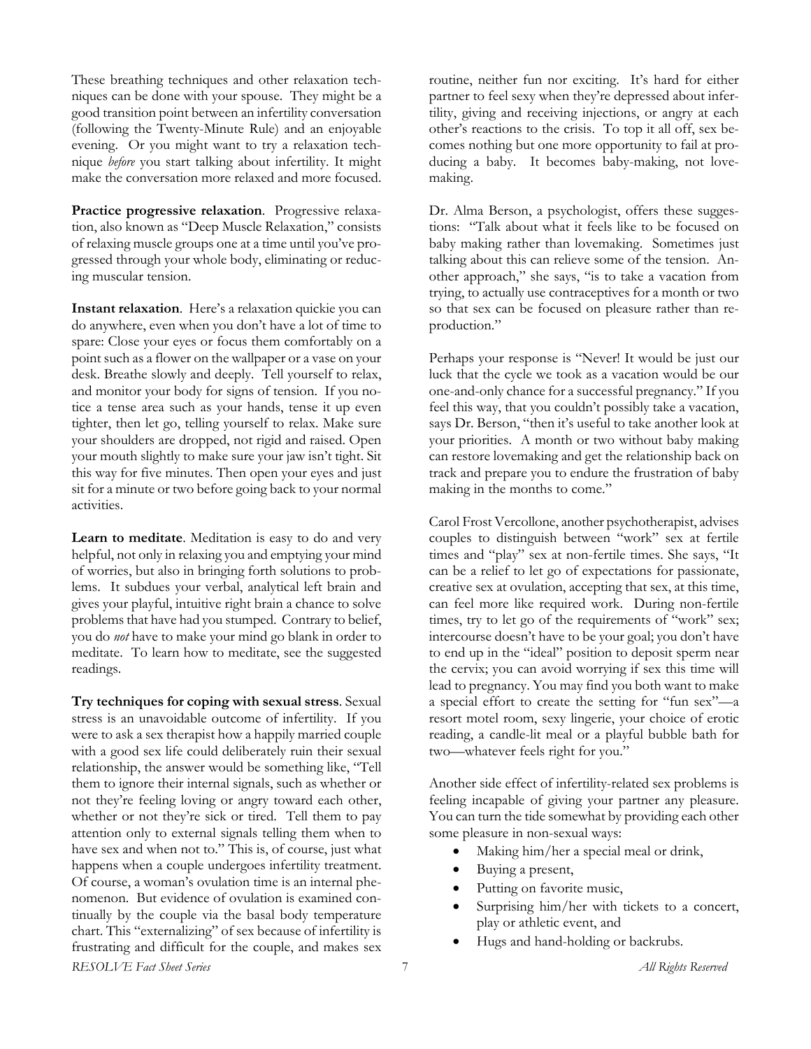These breathing techniques and other relaxation techniques can be done with your spouse. They might be a good transition point between an infertility conversation (following the Twenty-Minute Rule) and an enjoyable evening. Or you might want to try a relaxation technique *before* you start talking about infertility. It might make the conversation more relaxed and more focused.

**Practice progressive relaxation**. Progressive relaxation, also known as "Deep Muscle Relaxation," consists of relaxing muscle groups one at a time until you've progressed through your whole body, eliminating or reducing muscular tension.

**Instant relaxation**. Here's a relaxation quickie you can do anywhere, even when you don't have a lot of time to spare: Close your eyes or focus them comfortably on a point such as a flower on the wallpaper or a vase on your desk. Breathe slowly and deeply. Tell yourself to relax, and monitor your body for signs of tension. If you notice a tense area such as your hands, tense it up even tighter, then let go, telling yourself to relax. Make sure your shoulders are dropped, not rigid and raised. Open your mouth slightly to make sure your jaw isn't tight. Sit this way for five minutes. Then open your eyes and just sit for a minute or two before going back to your normal activities.

**Learn to meditate**. Meditation is easy to do and very helpful, not only in relaxing you and emptying your mind of worries, but also in bringing forth solutions to problems. It subdues your verbal, analytical left brain and gives your playful, intuitive right brain a chance to solve problems that have had you stumped. Contrary to belief, you do *not* have to make your mind go blank in order to meditate. To learn how to meditate, see the suggested readings.

**Try techniques for coping with sexual stress**. Sexual stress is an unavoidable outcome of infertility. If you were to ask a sex therapist how a happily married couple with a good sex life could deliberately ruin their sexual relationship, the answer would be something like, "Tell them to ignore their internal signals, such as whether or not they're feeling loving or angry toward each other, whether or not they're sick or tired. Tell them to pay attention only to external signals telling them when to have sex and when not to." This is, of course, just what happens when a couple undergoes infertility treatment. Of course, a woman's ovulation time is an internal phenomenon. But evidence of ovulation is examined continually by the couple via the basal body temperature chart. This "externalizing" of sex because of infertility is frustrating and difficult for the couple, and makes sex routine, neither fun nor exciting. It's hard for either partner to feel sexy when they're depressed about infertility, giving and receiving injections, or angry at each other's reactions to the crisis. To top it all off, sex becomes nothing but one more opportunity to fail at producing a baby. It becomes baby-making, not lovemaking.

Dr. Alma Berson, a psychologist, offers these suggestions: "Talk about what it feels like to be focused on baby making rather than lovemaking. Sometimes just talking about this can relieve some of the tension. Another approach," she says, "is to take a vacation from trying, to actually use contraceptives for a month or two so that sex can be focused on pleasure rather than reproduction."

Perhaps your response is "Never! It would be just our luck that the cycle we took as a vacation would be our one-and-only chance for a successful pregnancy." If you feel this way, that you couldn't possibly take a vacation, says Dr. Berson, "then it's useful to take another look at your priorities. A month or two without baby making can restore lovemaking and get the relationship back on track and prepare you to endure the frustration of baby making in the months to come."

Carol Frost Vercollone, another psychotherapist, advises couples to distinguish between "work" sex at fertile times and "play" sex at non-fertile times. She says, "It can be a relief to let go of expectations for passionate, creative sex at ovulation, accepting that sex, at this time, can feel more like required work. During non-fertile times, try to let go of the requirements of "work" sex; intercourse doesn't have to be your goal; you don't have to end up in the "ideal" position to deposit sperm near the cervix; you can avoid worrying if sex this time will lead to pregnancy. You may find you both want to make a special effort to create the setting for "fun sex"—a resort motel room, sexy lingerie, your choice of erotic reading, a candle-lit meal or a playful bubble bath for two—whatever feels right for you."

Another side effect of infertility-related sex problems is feeling incapable of giving your partner any pleasure. You can turn the tide somewhat by providing each other some pleasure in non-sexual ways:

- Making him/her a special meal or drink,
- Buying a present,
- Putting on favorite music,
- Surprising him/her with tickets to a concert, play or athletic event, and
- Hugs and hand-holding or backrubs.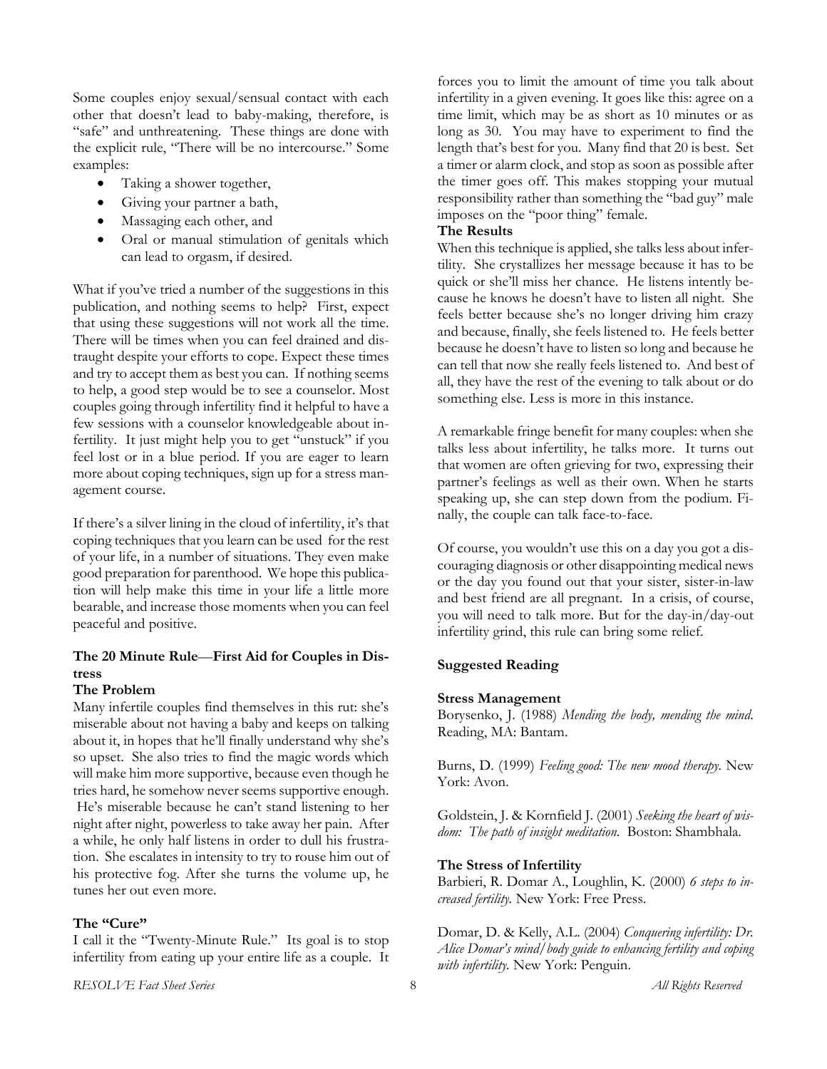Some couples enjoy sexual/sensual contact with each other that doesn't lead to baby-making, therefore, is "safe" and unthreatening. These things are done with the explicit rule, "There will be no intercourse." Some examples:

- Taking a shower together,
- Giving your partner a bath,
- Massaging each other, and
- Oral or manual stimulation of genitals which can lead to orgasm, if desired.

What if you've tried a number of the suggestions in this publication, and nothing seems to help? First, expect that using these suggestions will not work all the time. There will be times when you can feel drained and distraught despite your efforts to cope. Expect these times and try to accept them as best you can. If nothing seems to help, a good step would be to see a counselor. Most couples going through infertility find it helpful to have a few sessions with a counselor knowledgeable about infertility. It just might help you to get "unstuck" if you feel lost or in a blue period. If you are eager to learn more about coping techniques, sign up for a stress management course.

If there's a silver lining in the cloud of infertility, it's that coping techniques that you learn can be used for the rest of your life, in a number of situations. They even make good preparation for parenthood. We hope this publication will help make this time in your life a little more bearable, and increase those moments when you can feel peaceful and positive.

### The 20 Minute Rule—First Aid for Couples in Distress

#### The Problem

Many infertile couples find themselves in this rut: she's miserable about not having a baby and keeps on talking about it, in hopes that he'll finally understand why she's so upset. She also tries to find the magic words which will make him more supportive, because even though he tries hard, he somehow never seems supportive enough. He's miserable because he can't stand listening to her night after night, powerless to take away her pain. After a while, he only half listens in order to dull his frustration. She escalates in intensity to try to rouse him out of his protective fog. After she turns the volume up, he tunes her out even more.

#### The "Cure"

I call it the "Twenty-Minute Rule." Its goal is to stop infertility from eating up your entire life as a couple. It forces you to limit the amount of time you talk about infertility in a given evening. It goes like this: agree on a time limit, which may be as short as 10 minutes or as long as 30. You may have to experiment to find the length that's best for you. Many find that 20 is best. Set a timer or alarm clock, and stop as soon as possible after the timer goes off. This makes stopping your mutual responsibility rather than something the "bad guy" male imposes on the "poor thing" female.

#### The Results

When this technique is applied, she talks less about infertility. She crystallizes her message because it has to be quick or she'll miss her chance. He listens intently because he knows he doesn't have to listen all night. She feels better because she's no longer driving him crazy and because, finally, she feels listened to. He feels better because he doesn't have to listen so long and because he can tell that now she really feels listened to. And best of all, they have the rest of the evening to talk about or do something else. Less is more in this instance.

A remarkable fringe benefit for many couples: when she talks less about infertility, he talks more. It turns out that women are often grieving for two, expressing their partner's feelings as well as their own. When he starts speaking up, she can step down from the podium. Finally, the couple can talk face-to-face.

Of course, you wouldn't use this on a day you got a discouraging diagnosis or other disappointing medical news or the day you found out that your sister, sister-in-law and best friend are all pregnant. In a crisis, of course, you will need to talk more. But for the day-in/day-out infertility grind, this rule can bring some relief.

### Suggested Reading

#### Stress Management

Borysenko, J. (1988) *Mending the body, mending the mind*. Reading, MA: Bantam.

Burns, D. (1999) *Feeling good: The new mood therapy*. New York: Avon.

Goldstein, J. & Kornfield J. (2001) *Seeking the heart of wisdom: The path of insight meditation*. Boston: Shambhala.

#### The Stress of Infertility

Barbieri, R. Domar A., Loughlin, K. (2000) *6 steps to increased fertility*. New York: Free Press.

Domar, D. & Kelly, A.L. (2004) *Conquering infertility: Dr. Alice Domar's mind/body guide to enhancing fertility and coping with infertility*. New York: Penguin.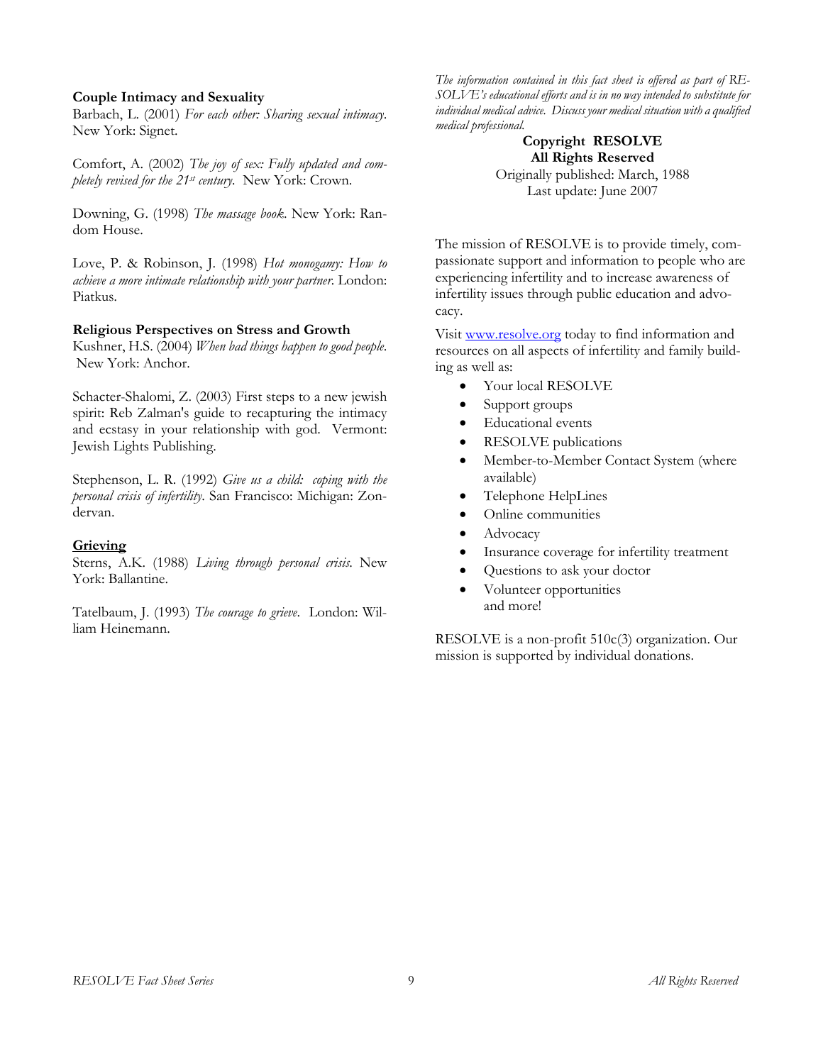**Couple Intimacy and Sexuality**

Barbach, L. (2001) *For each other: Sharing sexual intimacy*. New York: Signet.

Comfort, A. (2002) *The joy of sex: Fully updated and completely revised for the 21st century.* New York: Crown.

Downing, G. (1998) *The massage book*. New York: Random House.

Love, P. & Robinson, J. (1998) *Hot monogamy: How to achieve a more intimate relationship with your partner.* London: Piatkus.

**Religious Perspectives on Stress and Growth**

Kushner, H.S. (2004) *When bad things happen to good people.* New York: Anchor.

Schacter-Shalomi, Z. (2003) First steps to a new jewish spirit: Reb Zalman's guide to recapturing the intimacy and ecstasy in your relationship with god. Vermont: Jewish Lights Publishing.

Stephenson, L. R. (1992) *Give us a child: coping with the personal crisis of infertility*. San Francisco: Michigan: Zondervan.

**Grieving**

Sterns, A.K. (1988) *Living through personal crisis.* New York: Ballantine.

Tatelbaum, J. (1993) *The courage to grieve*. London: William Heinemann.

*The information contained in this fact sheet is offered as part of RESOLVE's educational efforts and is in no way intended to substitute for individual medical advice. Discuss your medical situation with a qualified medical professional.*

**Copyright RESOLVE**
**All Rights Reserved**
Originally published: March, 1988
Last update: June 2007

The mission of RESOLVE is to provide timely, compassionate support and information to people who are experiencing infertility and to increase awareness of infertility issues through public education and advocacy.

Visit [www.resolve.org](http://www.resolve.org) today to find information and resources on all aspects of infertility and family building as well as:

- Your local RESOLVE
- Support groups
- Educational events
- RESOLVE publications
- Member-to-Member Contact System (where available)
- Telephone HelpLines
- Online communities
- Advocacy
- Insurance coverage for infertility treatment
- Questions to ask your doctor
- Volunteer opportunities
  and more!

RESOLVE is a non-profit 510c(3) organization. Our mission is supported by individual donations.